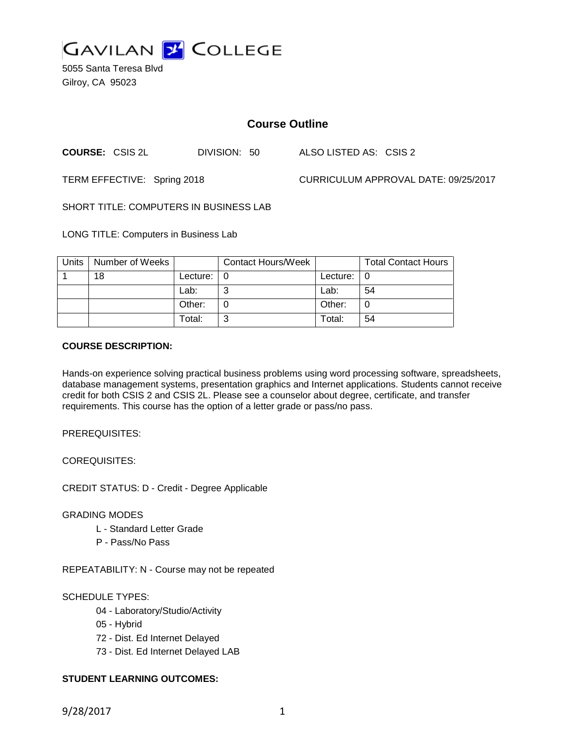# GAVILAN COLLEGE

5055 Santa Teresa Blvd
Gilroy, CA 95023

## Course Outline

**COURSE:** CSIS 2L DIVISION: 50 ALSO LISTED AS: CSIS 2

TERM EFFECTIVE: Spring 2018 CURRICULUM APPROVAL DATE: 09/25/2017

SHORT TITLE: COMPUTERS IN BUSINESS LAB

LONG TITLE: Computers in Business Lab

| Units | Number of Weeks | | Contact Hours/Week | | Total Contact Hours |
|---|---|---|---|---|---|
| 1 | 18 | Lecture: | 0 | Lecture: | 0 |
| | | Lab: | 3 | Lab: | 54 |
| | | Other: | 0 | Other: | 0 |
| | | Total: | 3 | Total: | 54 |

**COURSE DESCRIPTION:**

Hands-on experience solving practical business problems using word processing software, spreadsheets, database management systems, presentation graphics and Internet applications. Students cannot receive credit for both CSIS 2 and CSIS 2L. Please see a counselor about degree, certificate, and transfer requirements. This course has the option of a letter grade or pass/no pass.

PREREQUISITES:

COREQUISITES:

CREDIT STATUS: D - Credit - Degree Applicable

GRADING MODES

- L - Standard Letter Grade
- P - Pass/No Pass

REPEATABILITY: N - Course may not be repeated

SCHEDULE TYPES:

- 04 - Laboratory/Studio/Activity
- 05 - Hybrid
- 72 - Dist. Ed Internet Delayed
- 73 - Dist. Ed Internet Delayed LAB

**STUDENT LEARNING OUTCOMES:**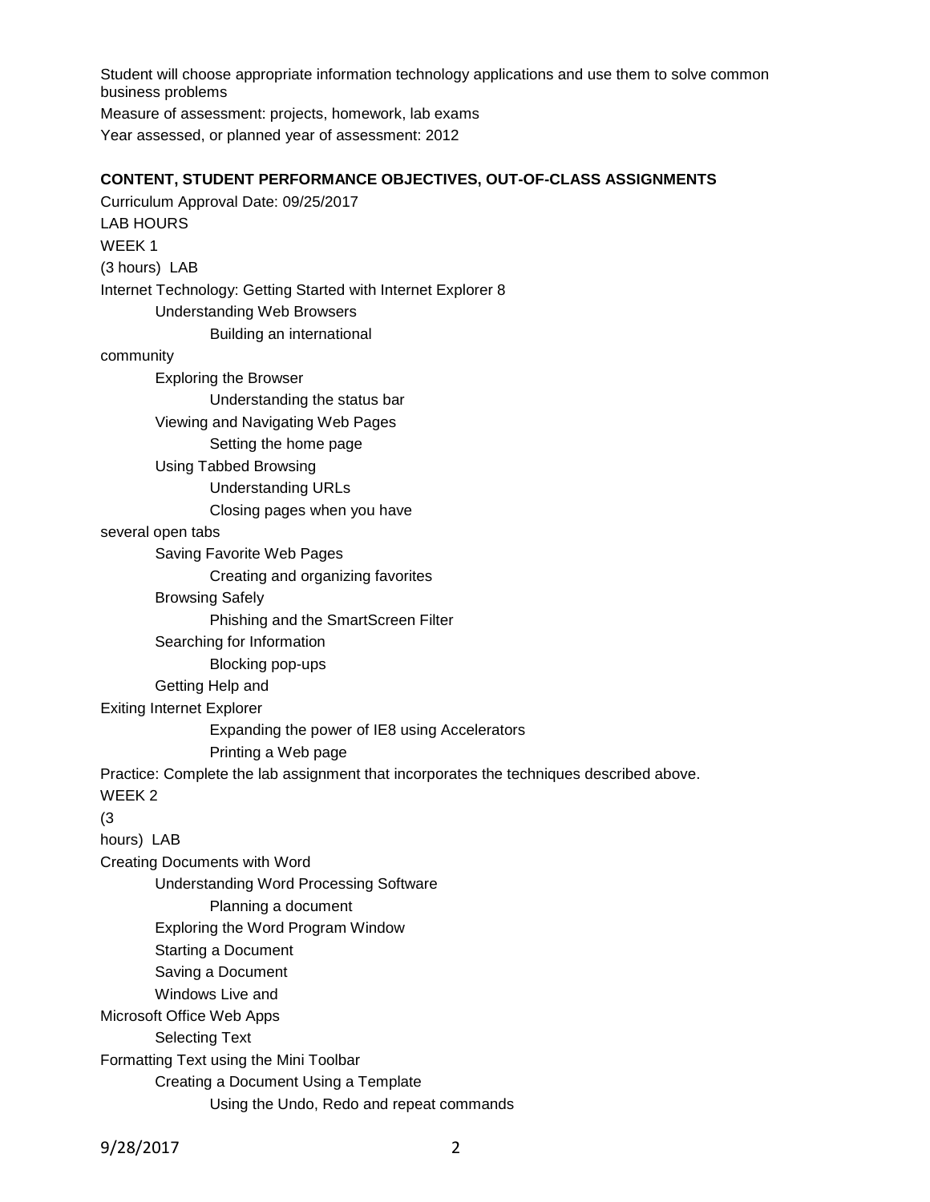Student will choose appropriate information technology applications and use them to solve common business problems

Measure of assessment: projects, homework, lab exams

Year assessed, or planned year of assessment: 2012

**CONTENT, STUDENT PERFORMANCE OBJECTIVES, OUT-OF-CLASS ASSIGNMENTS**

Curriculum Approval Date: 09/25/2017

LAB HOURS

WEEK 1

(3 hours) LAB

Internet Technology: Getting Started with Internet Explorer 8

- Understanding Web Browsers
  - Building an international community
- Exploring the Browser
  - Understanding the status bar
- Viewing and Navigating Web Pages
  - Setting the home page
- Using Tabbed Browsing
  - Understanding URLs
  - Closing pages when you have several open tabs
- Saving Favorite Web Pages
  - Creating and organizing favorites
- Browsing Safely
  - Phishing and the SmartScreen Filter
- Searching for Information
  - Blocking pop-ups
- Getting Help and Exiting Internet Explorer
  - Expanding the power of IE8 using Accelerators
  - Printing a Web page

Practice: Complete the lab assignment that incorporates the techniques described above.

WEEK 2

(3 hours) LAB

Creating Documents with Word

- Understanding Word Processing Software
  - Planning a document
- Exploring the Word Program Window
- Starting a Document
- Saving a Document
- Windows Live and Microsoft Office Web Apps
- Selecting Text
- Formatting Text using the Mini Toolbar
- Creating a Document Using a Template
  - Using the Undo, Redo and repeat commands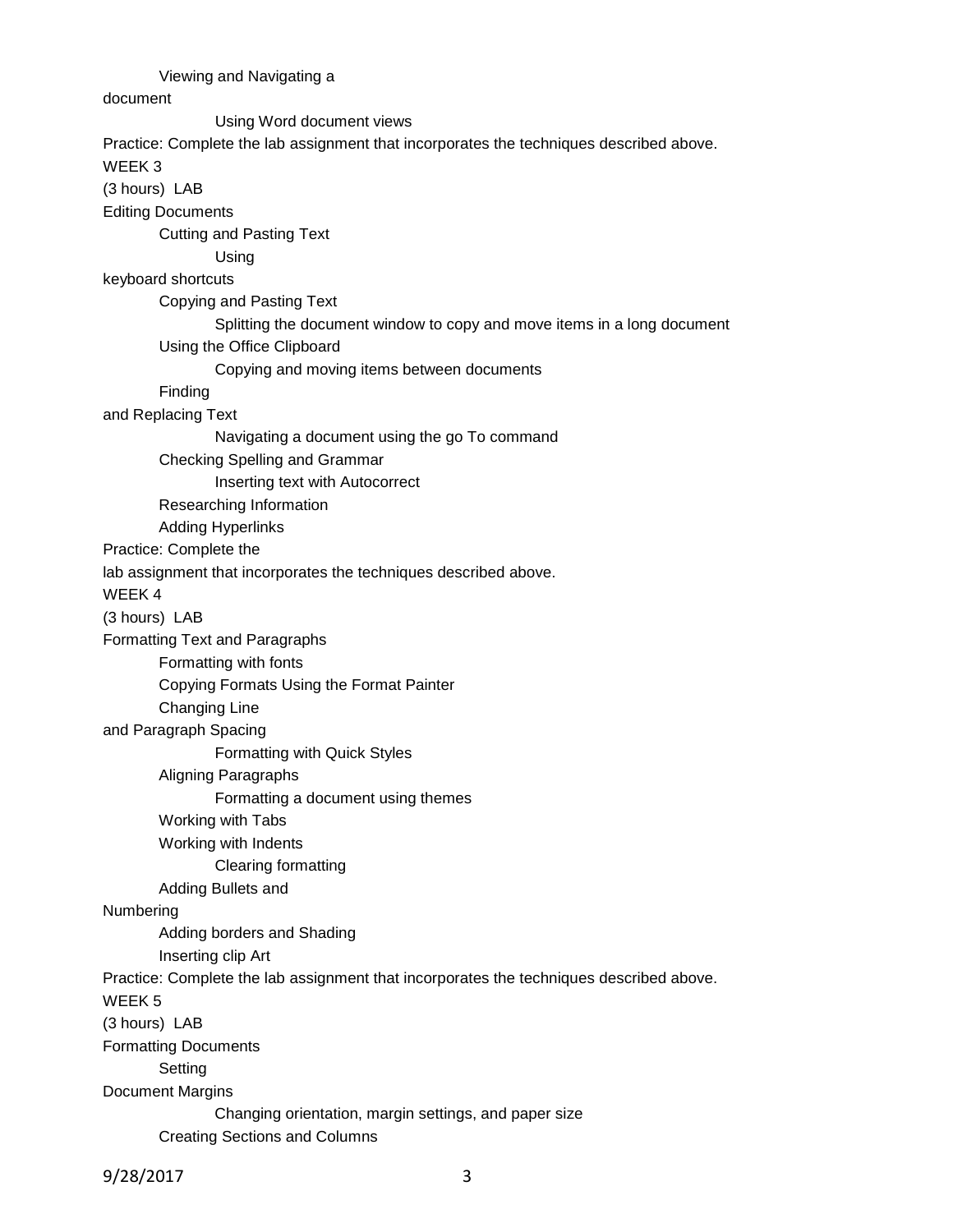Viewing and Navigating a document

Using Word document views

Practice: Complete the lab assignment that incorporates the techniques described above.

WEEK 3

(3 hours) LAB

Editing Documents

Cutting and Pasting Text

Using keyboard shortcuts

Copying and Pasting Text

Splitting the document window to copy and move items in a long document

Using the Office Clipboard

Copying and moving items between documents

Finding and Replacing Text

Navigating a document using the go To command

Checking Spelling and Grammar

Inserting text with Autocorrect

Researching Information

Adding Hyperlinks

Practice: Complete the lab assignment that incorporates the techniques described above.

WEEK 4

(3 hours) LAB

Formatting Text and Paragraphs

Formatting with fonts

Copying Formats Using the Format Painter

Changing Line and Paragraph Spacing

Formatting with Quick Styles

Aligning Paragraphs

Formatting a document using themes

Working with Tabs

Working with Indents

Clearing formatting

Adding Bullets and Numbering

Adding borders and Shading

Inserting clip Art

Practice: Complete the lab assignment that incorporates the techniques described above.

WEEK 5

(3 hours) LAB

Formatting Documents

Setting Document Margins

Changing orientation, margin settings, and paper size

Creating Sections and Columns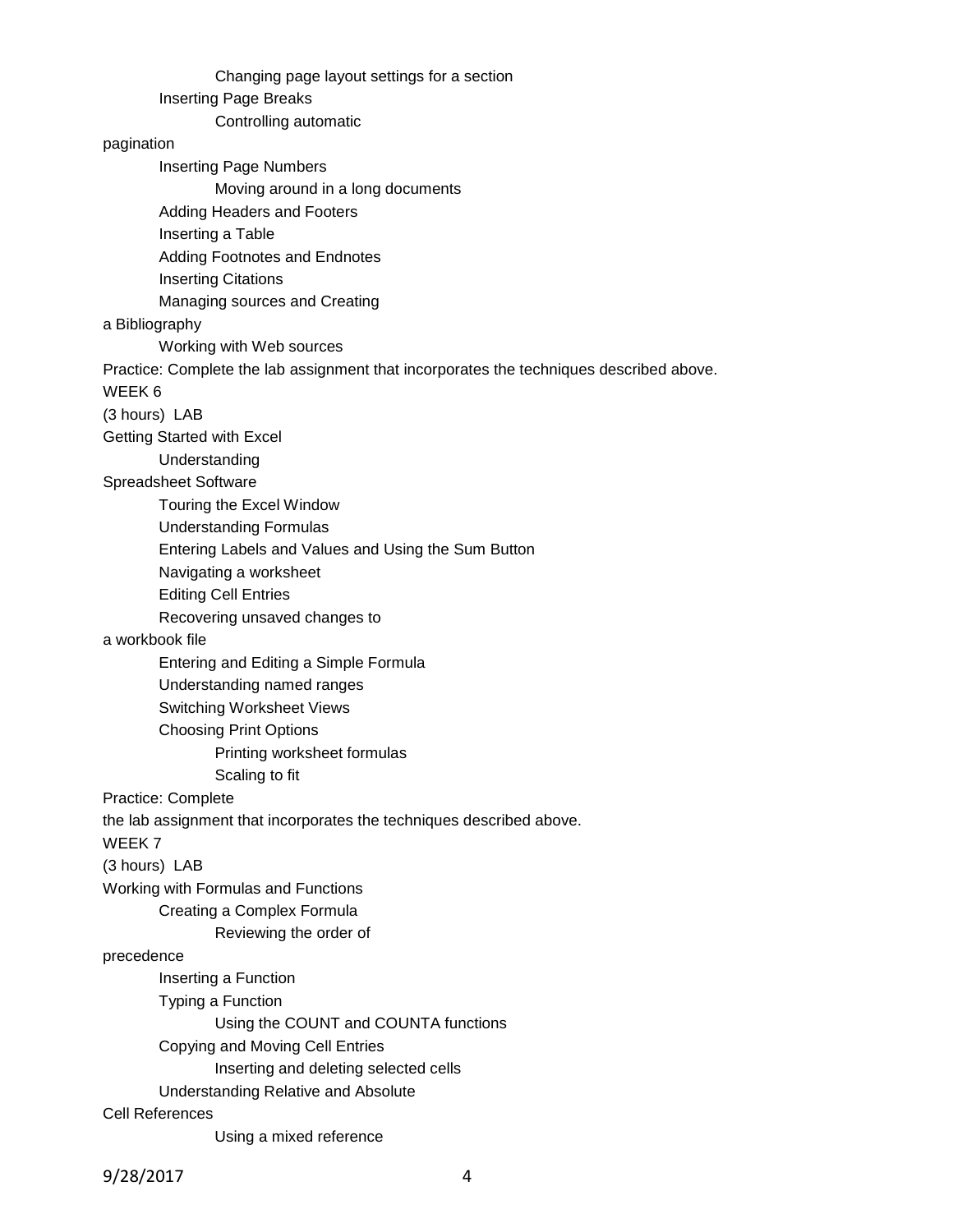Changing page layout settings for a section

Inserting Page Breaks

Controlling automatic pagination

Inserting Page Numbers

Moving around in a long documents

Adding Headers and Footers

Inserting a Table

Adding Footnotes and Endnotes

Inserting Citations

Managing sources and Creating a Bibliography

Working with Web sources

Practice: Complete the lab assignment that incorporates the techniques described above.

WEEK 6

(3 hours) LAB

Getting Started with Excel

Understanding Spreadsheet Software

Touring the Excel Window

Understanding Formulas

Entering Labels and Values and Using the Sum Button

Navigating a worksheet

Editing Cell Entries

Recovering unsaved changes to a workbook file

Entering and Editing a Simple Formula

Understanding named ranges

Switching Worksheet Views

Choosing Print Options

Printing worksheet formulas

Scaling to fit

Practice: Complete the lab assignment that incorporates the techniques described above.

WEEK 7

(3 hours) LAB

Working with Formulas and Functions

Creating a Complex Formula

Reviewing the order of precedence

Inserting a Function

Typing a Function

Using the COUNT and COUNTA functions

Copying and Moving Cell Entries

Inserting and deleting selected cells

Understanding Relative and Absolute Cell References

Using a mixed reference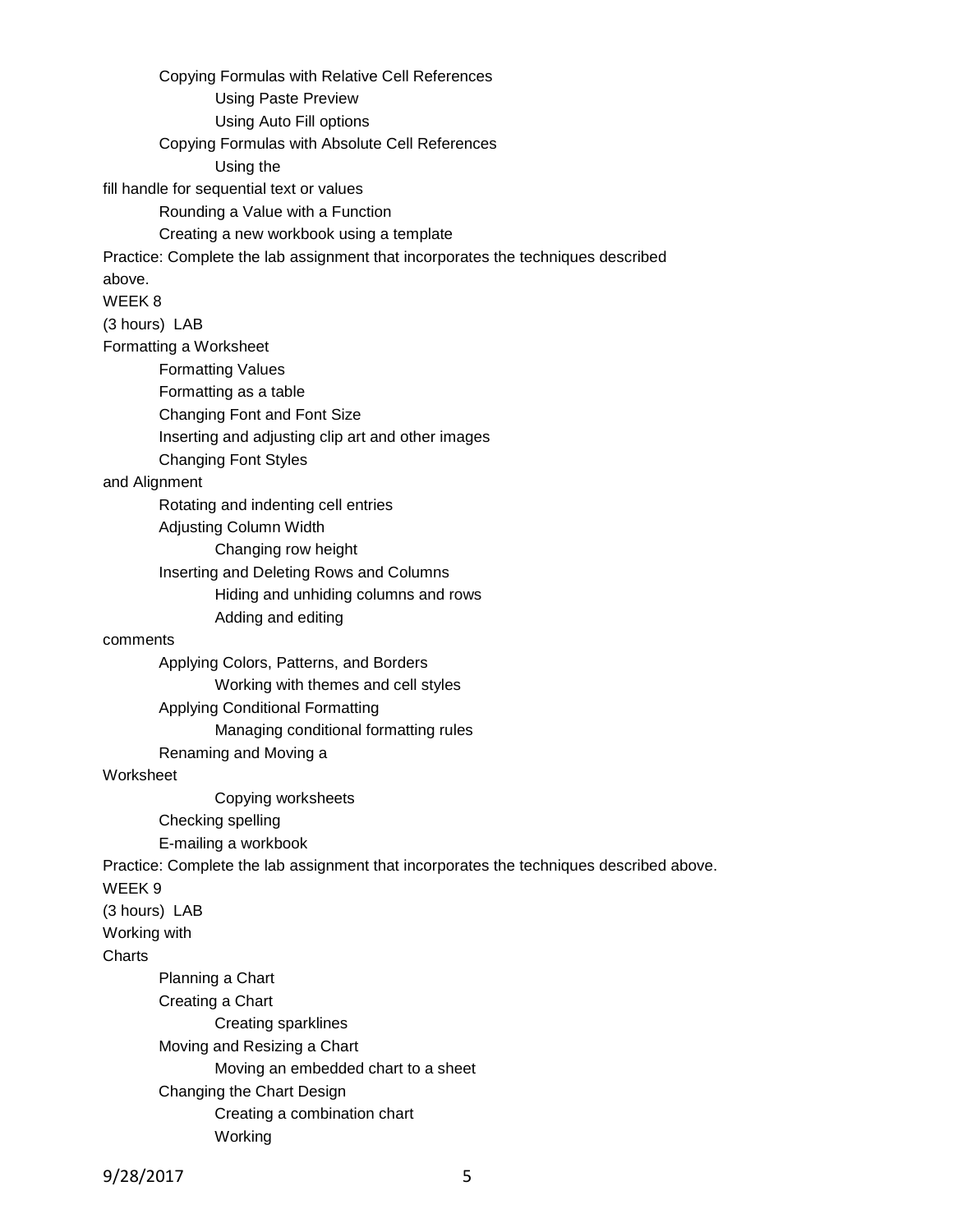Copying Formulas with Relative Cell References

- Using Paste Preview
- Using Auto Fill options

Copying Formulas with Absolute Cell References

- Using the fill handle for sequential text or values

Rounding a Value with a Function

Creating a new workbook using a template

Practice: Complete the lab assignment that incorporates the techniques described above.

WEEK 8

(3 hours) LAB

Formatting a Worksheet

- Formatting Values
- Formatting as a table
- Changing Font and Font Size
- Inserting and adjusting clip art and other images
- Changing Font Styles and Alignment
- Rotating and indenting cell entries
- Adjusting Column Width
  - Changing row height
- Inserting and Deleting Rows and Columns
  - Hiding and unhiding columns and rows
  - Adding and editing comments
- Applying Colors, Patterns, and Borders
  - Working with themes and cell styles
- Applying Conditional Formatting
  - Managing conditional formatting rules
- Renaming and Moving a Worksheet
  - Copying worksheets
- Checking spelling
- E-mailing a workbook

Practice: Complete the lab assignment that incorporates the techniques described above.

WEEK 9

(3 hours) LAB

Working with Charts

- Planning a Chart
- Creating a Chart
  - Creating sparklines
- Moving and Resizing a Chart
  - Moving an embedded chart to a sheet
- Changing the Chart Design
  - Creating a combination chart
  - Working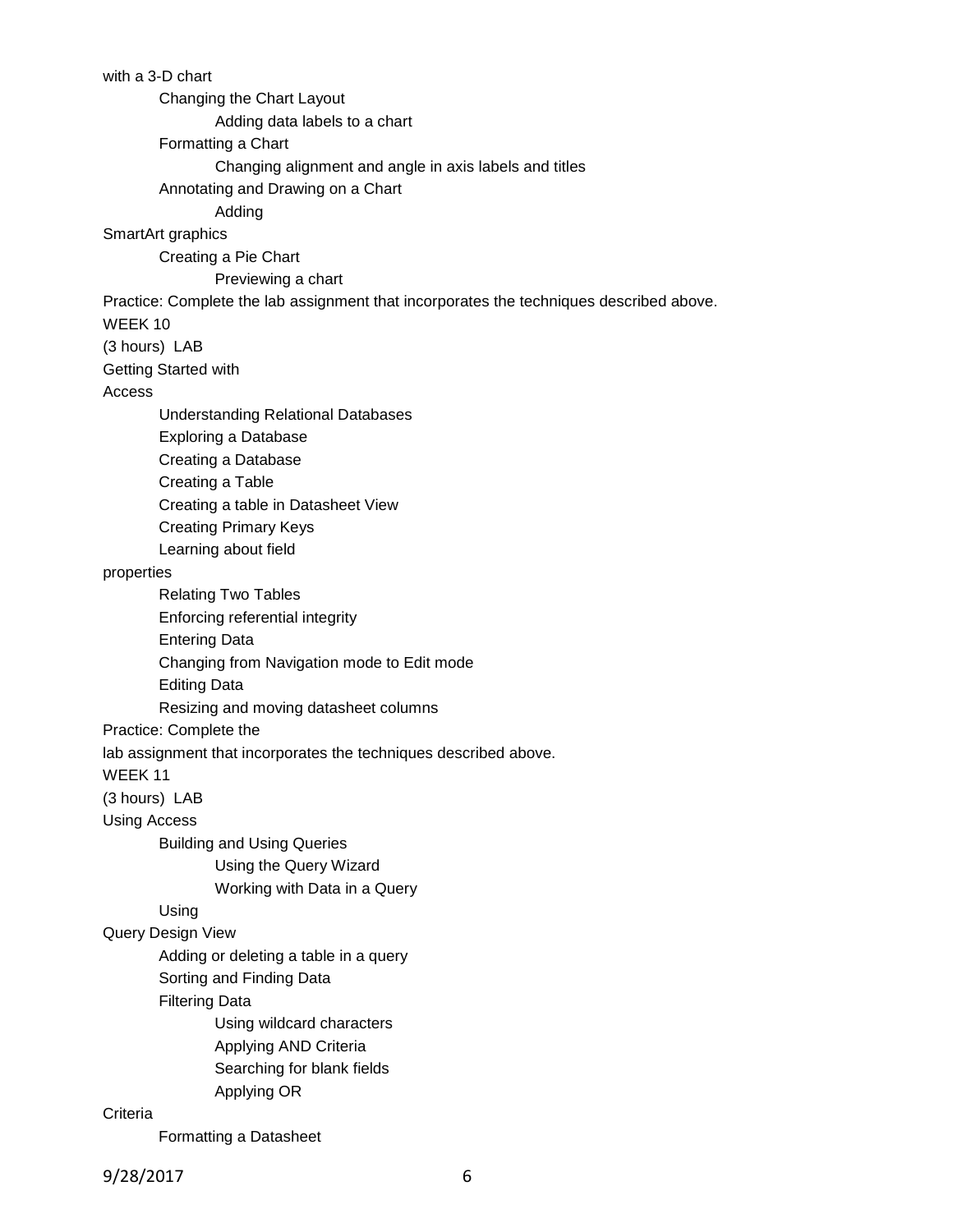with a 3-D chart

Changing the Chart Layout

Adding data labels to a chart

Formatting a Chart

Changing alignment and angle in axis labels and titles

Annotating and Drawing on a Chart

Adding

SmartArt graphics

Creating a Pie Chart

Previewing a chart

Practice: Complete the lab assignment that incorporates the techniques described above.

WEEK 10

(3 hours) LAB

Getting Started with

Access

Understanding Relational Databases

Exploring a Database

Creating a Database

Creating a Table

Creating a table in Datasheet View

Creating Primary Keys

Learning about field

properties

Relating Two Tables

Enforcing referential integrity

Entering Data

Changing from Navigation mode to Edit mode

Editing Data

Resizing and moving datasheet columns

Practice: Complete the

lab assignment that incorporates the techniques described above.

WEEK 11

(3 hours) LAB

Using Access

Building and Using Queries

Using the Query Wizard

Working with Data in a Query

Using

Query Design View

Adding or deleting a table in a query

Sorting and Finding Data

Filtering Data

Using wildcard characters

Applying AND Criteria

Searching for blank fields

Applying OR

Criteria

Formatting a Datasheet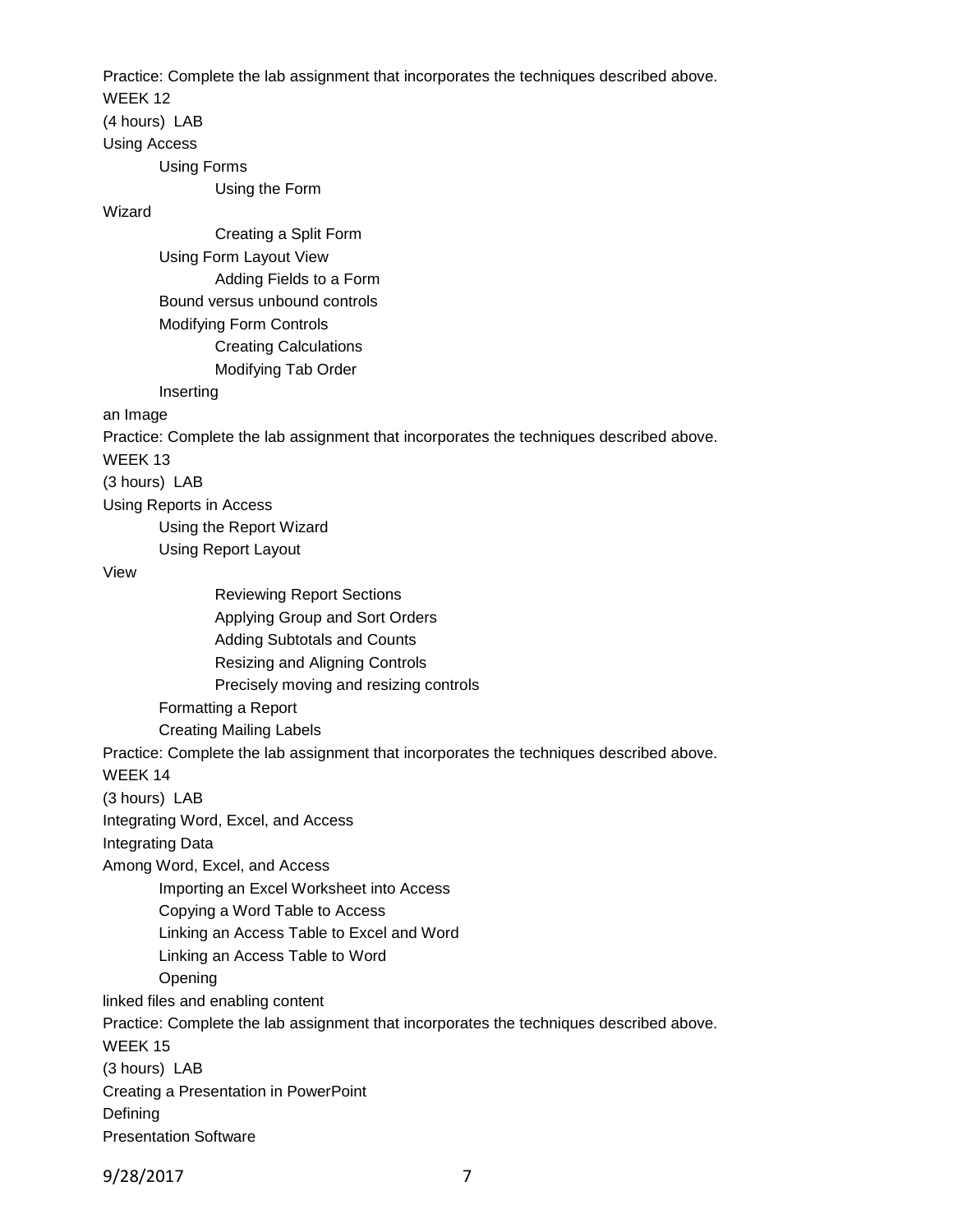Practice: Complete the lab assignment that incorporates the techniques described above.

WEEK 12

(4 hours) LAB

Using Access

- Using Forms
  - Using the Form Wizard
  - Creating a Split Form
- Using Form Layout View
  - Adding Fields to a Form
- Bound versus unbound controls
- Modifying Form Controls
  - Creating Calculations
  - Modifying Tab Order
- Inserting an Image

Practice: Complete the lab assignment that incorporates the techniques described above.

WEEK 13

(3 hours) LAB

Using Reports in Access

- Using the Report Wizard
- Using Report Layout View
  - Reviewing Report Sections
  - Applying Group and Sort Orders
  - Adding Subtotals and Counts
  - Resizing and Aligning Controls
  - Precisely moving and resizing controls
- Formatting a Report
- Creating Mailing Labels

Practice: Complete the lab assignment that incorporates the techniques described above.

WEEK 14

(3 hours) LAB

Integrating Word, Excel, and Access

Integrating Data Among Word, Excel, and Access

- Importing an Excel Worksheet into Access
- Copying a Word Table to Access
- Linking an Access Table to Excel and Word
- Linking an Access Table to Word
- Opening linked files and enabling content

Practice: Complete the lab assignment that incorporates the techniques described above.

WEEK 15

(3 hours) LAB

Creating a Presentation in PowerPoint

Defining Presentation Software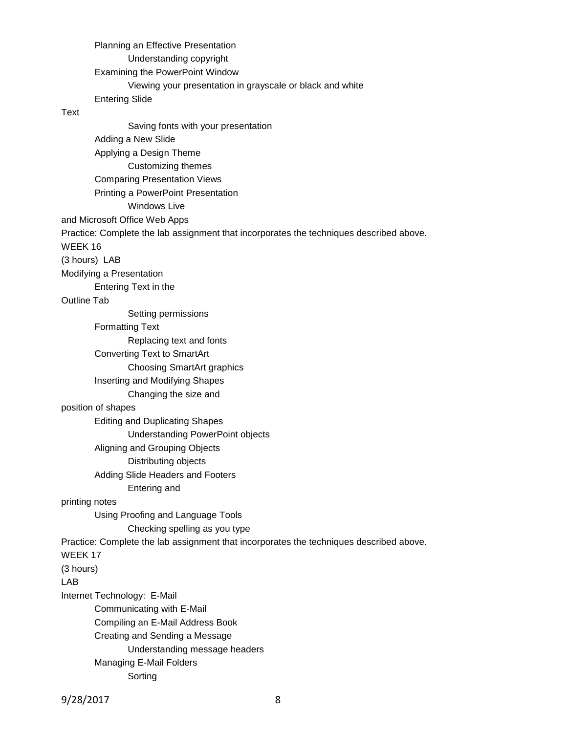Planning an Effective Presentation

Understanding copyright

Examining the PowerPoint Window

Viewing your presentation in grayscale or black and white

Entering Slide Text

Saving fonts with your presentation

Adding a New Slide

Applying a Design Theme

Customizing themes

Comparing Presentation Views

Printing a PowerPoint Presentation

Windows Live and Microsoft Office Web Apps

Practice: Complete the lab assignment that incorporates the techniques described above.

WEEK 16

(3 hours) LAB

Modifying a Presentation

Entering Text in the Outline Tab

Setting permissions

Formatting Text

Replacing text and fonts

Converting Text to SmartArt

Choosing SmartArt graphics

Inserting and Modifying Shapes

Changing the size and position of shapes

Editing and Duplicating Shapes

Understanding PowerPoint objects

Aligning and Grouping Objects

Distributing objects

Adding Slide Headers and Footers

Entering and printing notes

Using Proofing and Language Tools

Checking spelling as you type

Practice: Complete the lab assignment that incorporates the techniques described above.

WEEK 17

(3 hours)

LAB

Internet Technology: E-Mail

Communicating with E-Mail

Compiling an E-Mail Address Book

Creating and Sending a Message

Understanding message headers

Managing E-Mail Folders

Sorting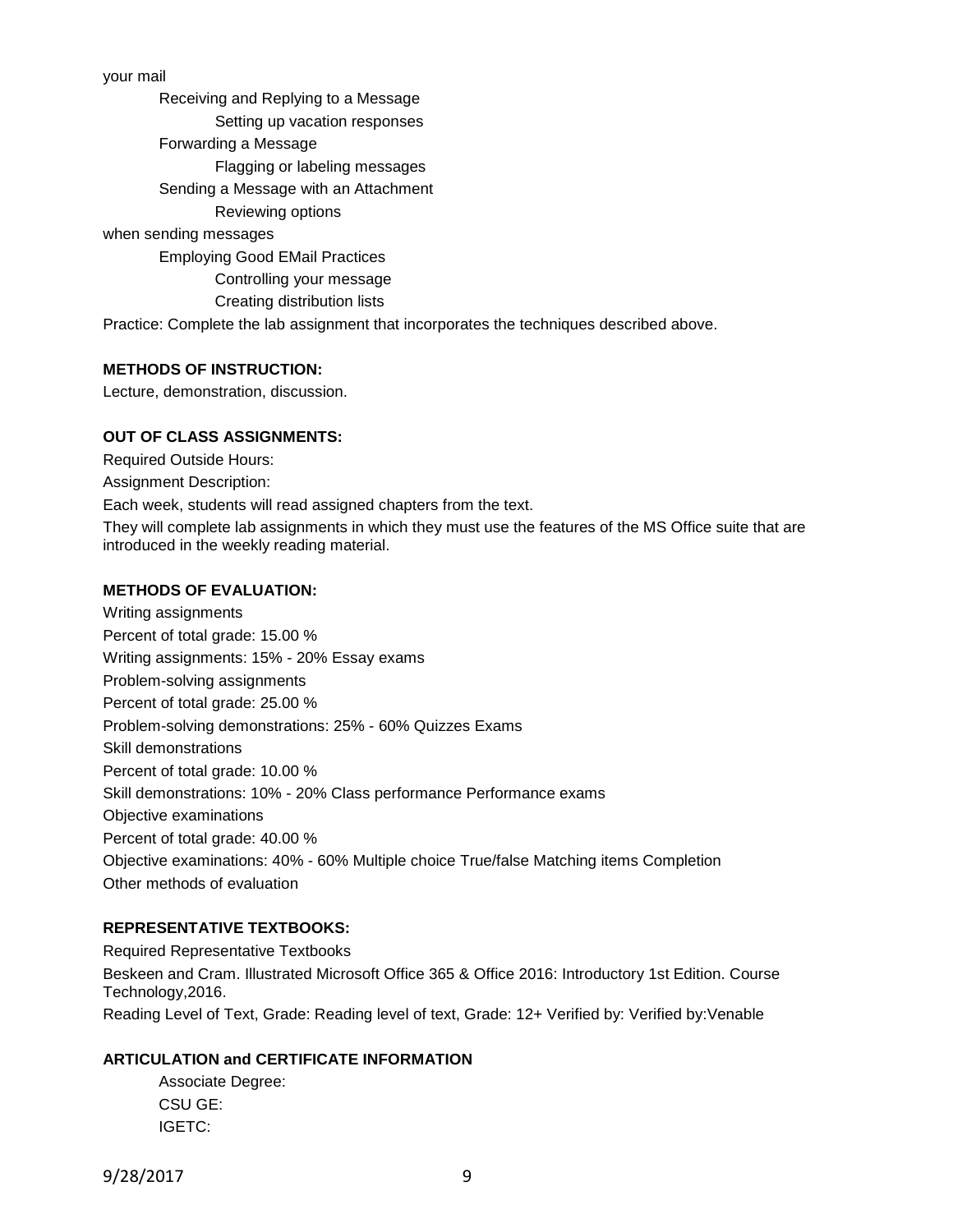your mail

Receiving and Replying to a Message

Setting up vacation responses

Forwarding a Message

Flagging or labeling messages

Sending a Message with an Attachment

Reviewing options

when sending messages

Employing Good EMail Practices

Controlling your message

Creating distribution lists

Practice: Complete the lab assignment that incorporates the techniques described above.

**METHODS OF INSTRUCTION:**

Lecture, demonstration, discussion.

**OUT OF CLASS ASSIGNMENTS:**

Required Outside Hours:

Assignment Description:

Each week, students will read assigned chapters from the text.

They will complete lab assignments in which they must use the features of the MS Office suite that are introduced in the weekly reading material.

**METHODS OF EVALUATION:**

Writing assignments

Percent of total grade: 15.00 %

Writing assignments: 15% - 20% Essay exams

Problem-solving assignments

Percent of total grade: 25.00 %

Problem-solving demonstrations: 25% - 60% Quizzes Exams

Skill demonstrations

Percent of total grade: 10.00 %

Skill demonstrations: 10% - 20% Class performance Performance exams

Objective examinations

Percent of total grade: 40.00 %

Objective examinations: 40% - 60% Multiple choice True/false Matching items Completion

Other methods of evaluation

**REPRESENTATIVE TEXTBOOKS:**

Required Representative Textbooks

Beskeen and Cram. Illustrated Microsoft Office 365 & Office 2016: Introductory 1st Edition. Course Technology,2016.

Reading Level of Text, Grade: Reading level of text, Grade: 12+ Verified by: Verified by:Venable

**ARTICULATION and CERTIFICATE INFORMATION**

Associate Degree:

CSU GE:

IGETC: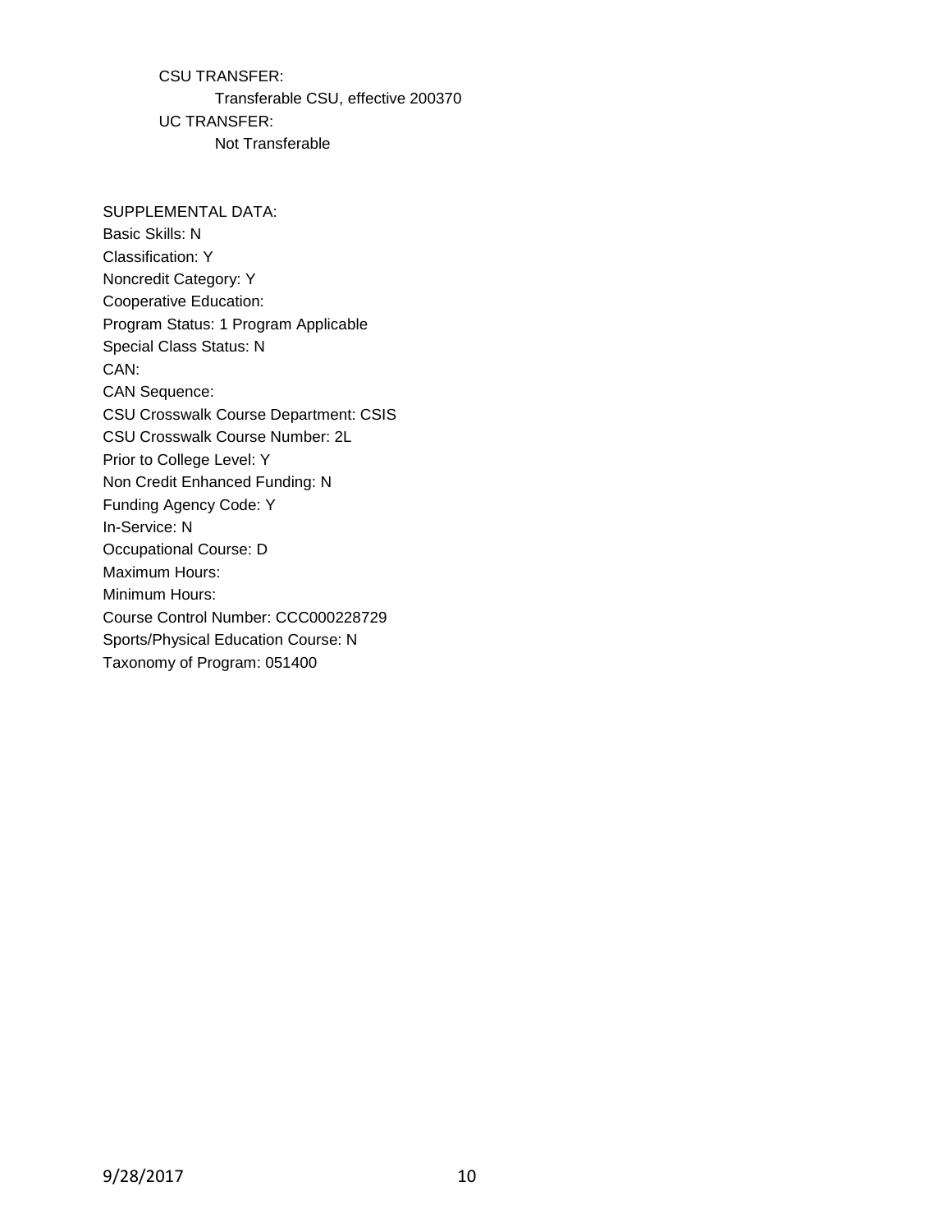CSU TRANSFER:

Transferable CSU, effective 200370

UC TRANSFER:

Not Transferable

SUPPLEMENTAL DATA:

Basic Skills: N

Classification: Y

Noncredit Category: Y

Cooperative Education:

Program Status: 1 Program Applicable

Special Class Status: N

CAN:

CAN Sequence:

CSU Crosswalk Course Department: CSIS

CSU Crosswalk Course Number: 2L

Prior to College Level: Y

Non Credit Enhanced Funding: N

Funding Agency Code: Y

In-Service: N

Occupational Course: D

Maximum Hours:

Minimum Hours:

Course Control Number: CCC000228729

Sports/Physical Education Course: N

Taxonomy of Program: 051400